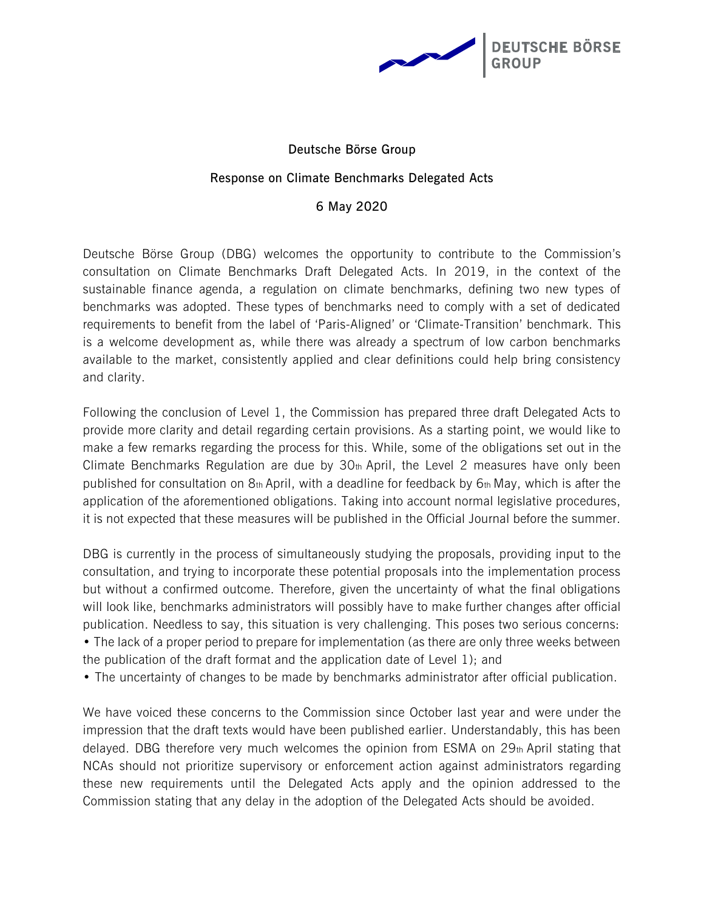**Deutsche Börse Group**

**Response on Climate Benchmarks Delegated Acts**

**6 May 2020**

Deutsche Börse Group (DBG) welcomes the opportunity to contribute to the Commission's consultation on Climate Benchmarks Draft Delegated Acts. In 2019, in the context of the sustainable finance agenda, a regulation on climate benchmarks, defining two new types of benchmarks was adopted. These types of benchmarks need to comply with a set of dedicated requirements to benefit from the label of 'Paris-Aligned' or 'Climate-Transition' benchmark. This is a welcome development as, while there was already a spectrum of low carbon benchmarks available to the market, consistently applied and clear definitions could help bring consistency and clarity.

Following the conclusion of Level 1, the Commission has prepared three draft Delegated Acts to provide more clarity and detail regarding certain provisions. As a starting point, we would like to make a few remarks regarding the process for this. While, some of the obligations set out in the Climate Benchmarks Regulation are due by 30th April, the Level 2 measures have only been published for consultation on 8th April, with a deadline for feedback by 6th May, which is after the application of the aforementioned obligations. Taking into account normal legislative procedures, it is not expected that these measures will be published in the Official Journal before the summer.

DBG is currently in the process of simultaneously studying the proposals, providing input to the consultation, and trying to incorporate these potential proposals into the implementation process but without a confirmed outcome. Therefore, given the uncertainty of what the final obligations will look like, benchmarks administrators will possibly have to make further changes after official publication. Needless to say, this situation is very challenging. This poses two serious concerns:

- The lack of a proper period to prepare for implementation (as there are only three weeks between the publication of the draft format and the application date of Level 1); and
- The uncertainty of changes to be made by benchmarks administrator after official publication.

We have voiced these concerns to the Commission since October last year and were under the impression that the draft texts would have been published earlier. Understandably, this has been delayed. DBG therefore very much welcomes the opinion from ESMA on 29th April stating that NCAs should not prioritize supervisory or enforcement action against administrators regarding these new requirements until the Delegated Acts apply and the opinion addressed to the Commission stating that any delay in the adoption of the Delegated Acts should be avoided.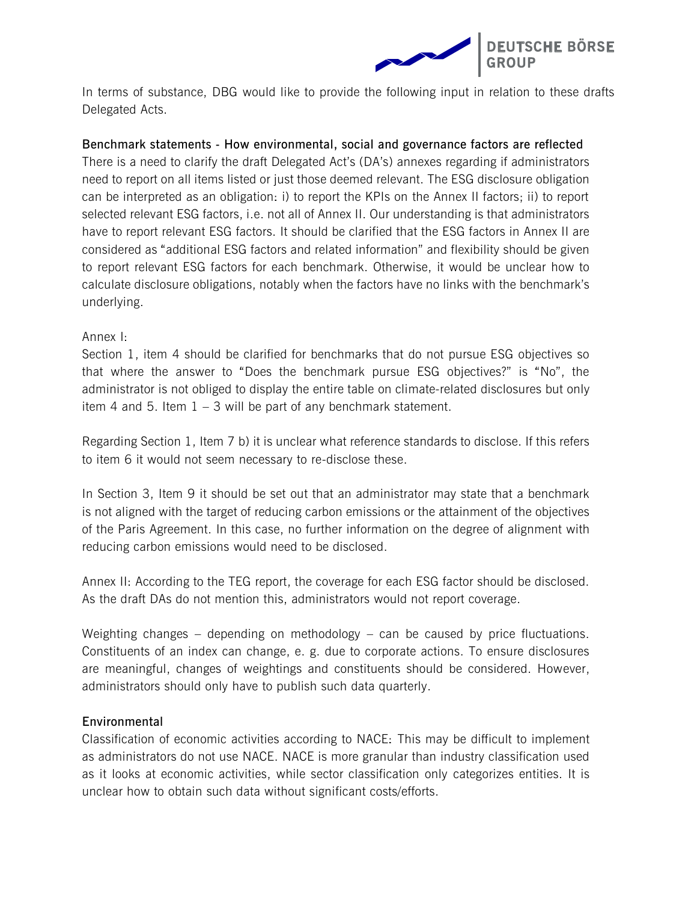In terms of substance, DBG would like to provide the following input in relation to these drafts Delegated Acts.

**Benchmark statements - How environmental, social and governance factors are reflected**

There is a need to clarify the draft Delegated Act's (DA's) annexes regarding if administrators need to report on all items listed or just those deemed relevant. The ESG disclosure obligation can be interpreted as an obligation: i) to report the KPIs on the Annex II factors; ii) to report selected relevant ESG factors, i.e. not all of Annex II. Our understanding is that administrators have to report relevant ESG factors. It should be clarified that the ESG factors in Annex II are considered as "additional ESG factors and related information" and flexibility should be given to report relevant ESG factors for each benchmark. Otherwise, it would be unclear how to calculate disclosure obligations, notably when the factors have no links with the benchmark's underlying.

Annex I:

Section 1, item 4 should be clarified for benchmarks that do not pursue ESG objectives so that where the answer to "Does the benchmark pursue ESG objectives?" is "No", the administrator is not obliged to display the entire table on climate-related disclosures but only item 4 and 5. Item 1 – 3 will be part of any benchmark statement.

Regarding Section 1, Item 7 b) it is unclear what reference standards to disclose. If this refers to item 6 it would not seem necessary to re-disclose these.

In Section 3, Item 9 it should be set out that an administrator may state that a benchmark is not aligned with the target of reducing carbon emissions or the attainment of the objectives of the Paris Agreement. In this case, no further information on the degree of alignment with reducing carbon emissions would need to be disclosed.

Annex II: According to the TEG report, the coverage for each ESG factor should be disclosed. As the draft DAs do not mention this, administrators would not report coverage.

Weighting changes – depending on methodology – can be caused by price fluctuations. Constituents of an index can change, e. g. due to corporate actions. To ensure disclosures are meaningful, changes of weightings and constituents should be considered. However, administrators should only have to publish such data quarterly.

**Environmental**

Classification of economic activities according to NACE: This may be difficult to implement as administrators do not use NACE. NACE is more granular than industry classification used as it looks at economic activities, while sector classification only categorizes entities. It is unclear how to obtain such data without significant costs/efforts.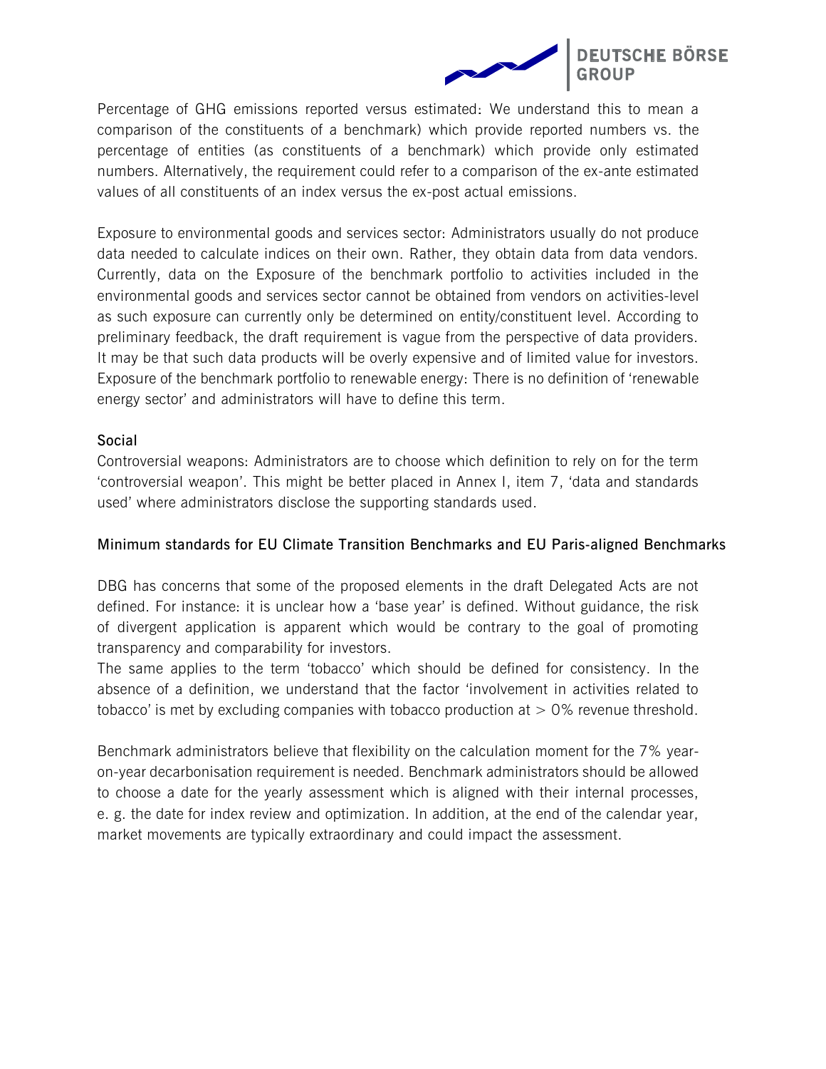Percentage of GHG emissions reported versus estimated: We understand this to mean a comparison of the constituents of a benchmark) which provide reported numbers vs. the percentage of entities (as constituents of a benchmark) which provide only estimated numbers. Alternatively, the requirement could refer to a comparison of the ex-ante estimated values of all constituents of an index versus the ex-post actual emissions.

Exposure to environmental goods and services sector: Administrators usually do not produce data needed to calculate indices on their own. Rather, they obtain data from data vendors. Currently, data on the Exposure of the benchmark portfolio to activities included in the environmental goods and services sector cannot be obtained from vendors on activities-level as such exposure can currently only be determined on entity/constituent level. According to preliminary feedback, the draft requirement is vague from the perspective of data providers. It may be that such data products will be overly expensive and of limited value for investors. Exposure of the benchmark portfolio to renewable energy: There is no definition of 'renewable energy sector' and administrators will have to define this term.

**Social**

Controversial weapons: Administrators are to choose which definition to rely on for the term 'controversial weapon'. This might be better placed in Annex I, item 7, 'data and standards used' where administrators disclose the supporting standards used.

**Minimum standards for EU Climate Transition Benchmarks and EU Paris-aligned Benchmarks**

DBG has concerns that some of the proposed elements in the draft Delegated Acts are not defined. For instance: it is unclear how a 'base year' is defined. Without guidance, the risk of divergent application is apparent which would be contrary to the goal of promoting transparency and comparability for investors.
The same applies to the term 'tobacco' which should be defined for consistency. In the absence of a definition, we understand that the factor 'involvement in activities related to tobacco' is met by excluding companies with tobacco production at > 0% revenue threshold.

Benchmark administrators believe that flexibility on the calculation moment for the 7% year-on-year decarbonisation requirement is needed. Benchmark administrators should be allowed to choose a date for the yearly assessment which is aligned with their internal processes, e. g. the date for index review and optimization. In addition, at the end of the calendar year, market movements are typically extraordinary and could impact the assessment.